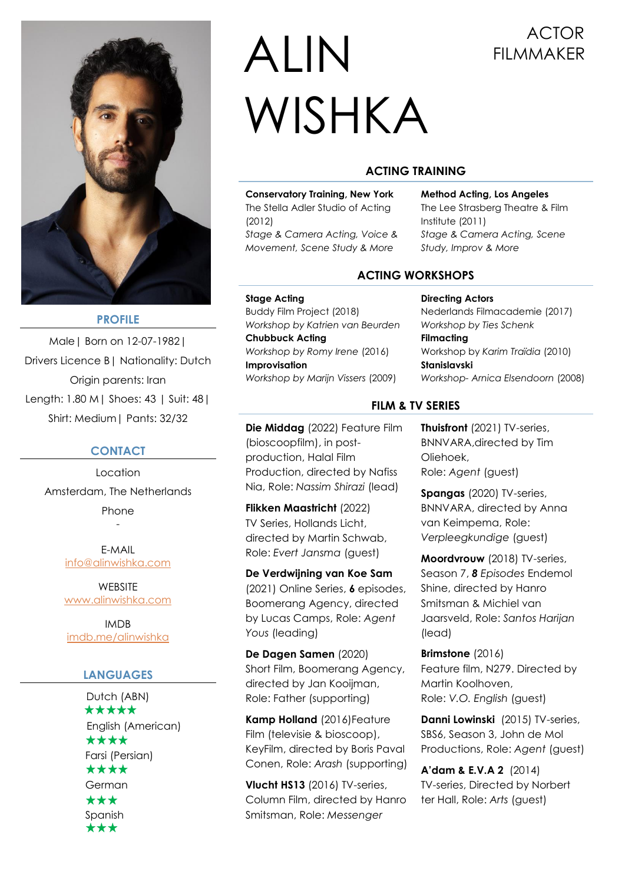# ALIN WISHKA

ACTOR
FILMMAKER

## PROFILE

Male | Born on 12-07-1982 |
Drivers Licence B | Nationality: Dutch
Origin parents: Iran
Length: 1.80 M | Shoes: 43 | Suit: 48 |
Shirt: Medium | Pants: 32/32

## CONTACT

Location
Amsterdam, The Netherlands

Phone
-

E-MAIL
info@alinwishka.com

WEBSITE
www.alinwishka.com

IMDB
imdb.me/alinwishka

## LANGUAGES

Dutch (ABN)
★★★★★

English (American)
★★★★

Farsi (Persian)
★★★★

German
★★★

Spanish
★★★

## ACTING TRAINING

**Conservatory Training, New York**
The Stella Adler Studio of Acting (2012)
*Stage & Camera Acting, Voice & Movement, Scene Study & More*

**Method Acting, Los Angeles**
The Lee Strasberg Theatre & Film Institute (2011)
*Stage & Camera Acting, Scene Study, Improv & More*

## ACTING WORKSHOPS

**Stage Acting**
Buddy Film Project (2018)
*Workshop by Katrien van Beurden*

**Chubbuck Acting**
*Workshop by Romy Irene* (2016)

**Improvisation**
*Workshop by Marijn Vissers* (2009)

**Directing Actors**
Nederlands Filmacademie (2017)
*Workshop by Ties Schenk*

**Filmacting**
Workshop by *Karim Traïdia* (2010)

**Stanislavski**
*Workshop- Arnica Elsendoorn* (2008)

## FILM & TV SERIES

**Die Middag** (2022) Feature Film (bioscoopfilm), in post-production, Halal Film Production, directed by Nafiss Nia, Role: *Nassim Shirazi* (lead)

**Flikken Maastricht** (2022) TV Series, Hollands Licht, directed by Martin Schwab, Role: *Evert Jansma* (guest)

**De Verdwijning van Koe Sam** (2021) Online Series, **6** episodes, Boomerang Agency, directed by Lucas Camps, Role: *Agent Yous* (leading)

**De Dagen Samen** (2020) Short Film, Boomerang Agency, directed by Jan Kooijman, Role: Father (supporting)

**Kamp Holland** (2016)Feature Film (televisie & bioscoop), KeyFilm, directed by Boris Paval Conen, Role: *Arash* (supporting)

**Vlucht HS13** (2016) TV-series, Column Film, directed by Hanro Smitsman, Role: *Messenger*

**Thuisfront** (2021) TV-series, BNNVARA,directed by Tim Oliehoek, Role: *Agent* (guest)

**Spangas** (2020) TV-series, BNNVARA, directed by Anna van Keimpema, Role: *Verpleegkundige* (guest)

**Moordvrouw** (2018) TV-series, Season 7, ***8** Episodes* Endemol Shine, directed by Hanro Smitsman & Michiel van Jaarsveld, Role: *Santos Harijan* (lead)

**Brimstone** (2016) Feature film, N279. Directed by Martin Koolhoven, Role: *V.O. English* (guest)

**Danni Lowinski** (2015) TV-series, SBS6, Season 3, John de Mol Productions, Role: *Agent* (guest)

**A'dam & E.V.A 2** (2014) TV-series, Directed by Norbert ter Hall, Role: *Arts* (guest)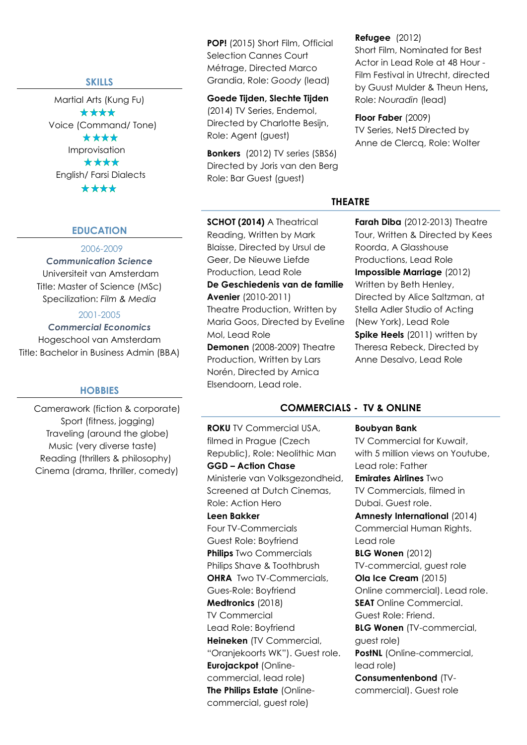## SKILLS

Martial Arts (Kung Fu)
★★★★
Voice (Command/ Tone)
★★★★
Improvisation
★★★★
English/ Farsi Dialects
★★★★

## EDUCATION

2006-2009
***Communication Science***
Universiteit van Amsterdam
Title: Master of Science (MSc)
Specilization: *Film & Media*

2001-2005
***Commercial Economics***
Hogeschool van Amsterdam
Title: Bachelor in Business Admin (BBA)

## HOBBIES

Camerawork (fiction & corporate)
Sport (fitness, jogging)
Traveling (around the globe)
Music (very diverse taste)
Reading (thrillers & philosophy)
Cinema (drama, thriller, comedy)

**POP!** (2015) Short Film, Official Selection Cannes Court Métrage, Directed Marco Grandia, Role: *Goody* (lead)

**Goede Tijden, Slechte Tijden** (2014) TV Series, Endemol, Directed by Charlotte Besijn, Role: Agent (guest)

**Bonkers** (2012) TV series (SBS6) Directed by Joris van den Berg Role: Bar Guest (guest)

**Refugee** (2012) Short Film, Nominated for Best Actor in Lead Role at 48 Hour - Film Festival in Utrecht, directed by Guust Mulder & Theun Hens**,** Role: *Nouradin* (lead)

**Floor Faber** (2009) TV Series, Net5 Directed by Anne de Clercq, Role: Wolter

## THEATRE

**SCHOT (2014)** A Theatrical Reading, Written by Mark Blaisse, Directed by Ursul de Geer, De Nieuwe Liefde Production, Lead Role

**De Geschiedenis van de familie Avenier** (2010-2011) Theatre Production, Written by Maria Goos, Directed by Eveline Mol, Lead Role

**Demonen** (2008-2009) Theatre Production, Written by Lars Norén, Directed by Arnica Elsendoorn, Lead role.

**Farah Diba** (2012-2013) Theatre Tour, Written & Directed by Kees Roorda, A Glasshouse Productions, Lead Role

**Impossible Marriage** (2012) Written by Beth Henley, Directed by Alice Saltzman, at Stella Adler Studio of Acting (New York), Lead Role

**Spike Heels** (2011) written by Theresa Rebeck, Directed by Anne Desalvo, Lead Role

## COMMERCIALS - TV & ONLINE

**ROKU** TV Commercial USA, filmed in Prague (Czech Republic), Role: Neolithic Man

**GGD – Action Chase** Ministerie van Volksgezondheid, Screened at Dutch Cinemas, Role: Action Hero

**Leen Bakker** Four TV-Commercials Guest Role: Boyfriend

**Philips** Two Commercials Philips Shave & Toothbrush

**OHRA** Two TV-Commercials, Gues-Role: Boyfriend

**Medtronics** (2018) TV Commercial Lead Role: Boyfriend

**Heineken** (TV Commercial, "Oranjekoorts WK"). Guest role.

**Eurojackpot** (Online-commercial, lead role)

**The Philips Estate** (Online-commercial, guest role)

**Boubyan Bank** TV Commercial for Kuwait, with 5 million views on Youtube, Lead role: Father

**Emirates Airlines** Two TV Commercials, filmed in Dubai. Guest role.

**Amnesty International** (2014) Commercial Human Rights. Lead role

**BLG Wonen** (2012) TV-commercial, guest role

**Ola Ice Cream** (2015) Online commercial). Lead role.

**SEAT** Online Commercial. Guest Role: Friend.

**BLG Wonen** (TV-commercial, guest role)

**PostNL** (Online-commercial, lead role)

**Consumentenbond** (TV-commercial). Guest role